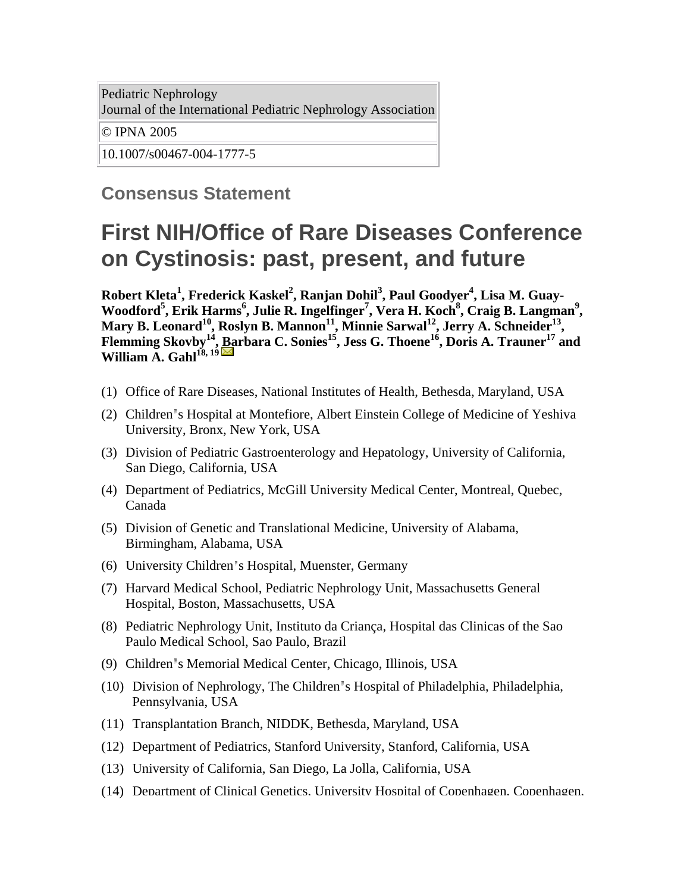| Pediatric Nephrology Journal of the International Pediatric Nephrology Association |
|---|
| © IPNA 2005 |
| 10.1007/s00467-004-1777-5 |

## Consensus Statement

# First NIH/Office of Rare Diseases Conference on Cystinosis: past, present, and future

**Robert Kleta[1], Frederick Kaskel[2], Ranjan Dohil[3], Paul Goodyer[4], Lisa M. Guay-Woodford[5], Erik Harms[6], Julie R. Ingelfinger[7], Vera H. Koch[8], Craig B. Langman[9], Mary B. Leonard[10], Roslyn B. Mannon[11], Minnie Sarwal[12], Jerry A. Schneider[13], Flemming Skovby[14], Barbara C. Sonies[15], Jess G. Thoene[16], Doris A. Trauner[17] and William A. Gahl[18, 19]**

(1) Office of Rare Diseases, National Institutes of Health, Bethesda, Maryland, USA

(2) Children's Hospital at Montefiore, Albert Einstein College of Medicine of Yeshiva University, Bronx, New York, USA

(3) Division of Pediatric Gastroenterology and Hepatology, University of California, San Diego, California, USA

(4) Department of Pediatrics, McGill University Medical Center, Montreal, Quebec, Canada

(5) Division of Genetic and Translational Medicine, University of Alabama, Birmingham, Alabama, USA

(6) University Children's Hospital, Muenster, Germany

(7) Harvard Medical School, Pediatric Nephrology Unit, Massachusetts General Hospital, Boston, Massachusetts, USA

(8) Pediatric Nephrology Unit, Instituto da Criança, Hospital das Clinicas of the Sao Paulo Medical School, Sao Paulo, Brazil

(9) Children's Memorial Medical Center, Chicago, Illinois, USA

(10) Division of Nephrology, The Children's Hospital of Philadelphia, Philadelphia, Pennsylvania, USA

(11) Transplantation Branch, NIDDK, Bethesda, Maryland, USA

(12) Department of Pediatrics, Stanford University, Stanford, California, USA

(13) University of California, San Diego, La Jolla, California, USA

(14) Department of Clinical Genetics, University Hospital of Copenhagen, Copenhagen,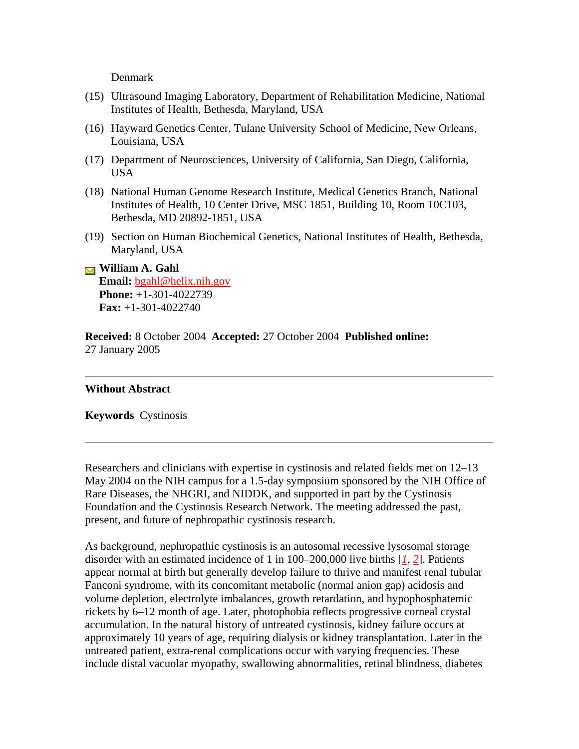Denmark

(15) Ultrasound Imaging Laboratory, Department of Rehabilitation Medicine, National Institutes of Health, Bethesda, Maryland, USA

(16) Hayward Genetics Center, Tulane University School of Medicine, New Orleans, Louisiana, USA

(17) Department of Neurosciences, University of California, San Diego, California, USA

(18) National Human Genome Research Institute, Medical Genetics Branch, National Institutes of Health, 10 Center Drive, MSC 1851, Building 10, Room 10C103, Bethesda, MD 20892-1851, USA

(19) Section on Human Biochemical Genetics, National Institutes of Health, Bethesda, Maryland, USA

**William A. Gahl**
**Email:** bgahl@helix.nih.gov
**Phone:** +1-301-4022739
**Fax:** +1-301-4022740

**Received:** 8 October 2004 **Accepted:** 27 October 2004 **Published online:** 27 January 2005

---

**Without Abstract**

**Keywords** Cystinosis

---

Researchers and clinicians with expertise in cystinosis and related fields met on 12–13 May 2004 on the NIH campus for a 1.5-day symposium sponsored by the NIH Office of Rare Diseases, the NHGRI, and NIDDK, and supported in part by the Cystinosis Foundation and the Cystinosis Research Network. The meeting addressed the past, present, and future of nephropathic cystinosis research.

As background, nephropathic cystinosis is an autosomal recessive lysosomal storage disorder with an estimated incidence of 1 in 100–200,000 live births [1, 2]. Patients appear normal at birth but generally develop failure to thrive and manifest renal tubular Fanconi syndrome, with its concomitant metabolic (normal anion gap) acidosis and volume depletion, electrolyte imbalances, growth retardation, and hypophosphatemic rickets by 6–12 month of age. Later, photophobia reflects progressive corneal crystal accumulation. In the natural history of untreated cystinosis, kidney failure occurs at approximately 10 years of age, requiring dialysis or kidney transplantation. Later in the untreated patient, extra-renal complications occur with varying frequencies. These include distal vacuolar myopathy, swallowing abnormalities, retinal blindness, diabetes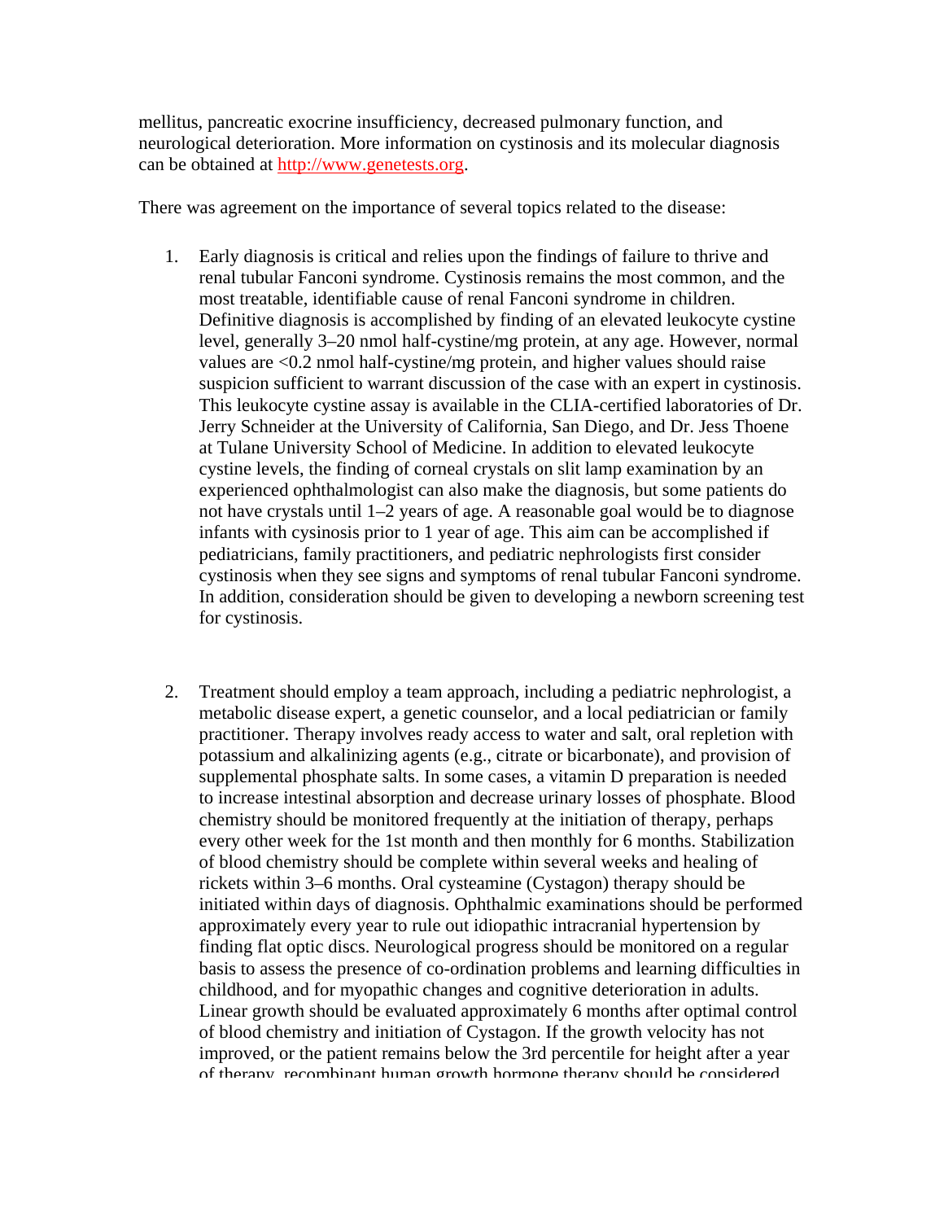mellitus, pancreatic exocrine insufficiency, decreased pulmonary function, and neurological deterioration. More information on cystinosis and its molecular diagnosis can be obtained at http://www.genetests.org.

There was agreement on the importance of several topics related to the disease:

1. Early diagnosis is critical and relies upon the findings of failure to thrive and renal tubular Fanconi syndrome. Cystinosis remains the most common, and the most treatable, identifiable cause of renal Fanconi syndrome in children. Definitive diagnosis is accomplished by finding of an elevated leukocyte cystine level, generally 3–20 nmol half-cystine/mg protein, at any age. However, normal values are <0.2 nmol half-cystine/mg protein, and higher values should raise suspicion sufficient to warrant discussion of the case with an expert in cystinosis. This leukocyte cystine assay is available in the CLIA-certified laboratories of Dr. Jerry Schneider at the University of California, San Diego, and Dr. Jess Thoene at Tulane University School of Medicine. In addition to elevated leukocyte cystine levels, the finding of corneal crystals on slit lamp examination by an experienced ophthalmologist can also make the diagnosis, but some patients do not have crystals until 1–2 years of age. A reasonable goal would be to diagnose infants with cysinosis prior to 1 year of age. This aim can be accomplished if pediatricians, family practitioners, and pediatric nephrologists first consider cystinosis when they see signs and symptoms of renal tubular Fanconi syndrome. In addition, consideration should be given to developing a newborn screening test for cystinosis.

2. Treatment should employ a team approach, including a pediatric nephrologist, a metabolic disease expert, a genetic counselor, and a local pediatrician or family practitioner. Therapy involves ready access to water and salt, oral repletion with potassium and alkalinizing agents (e.g., citrate or bicarbonate), and provision of supplemental phosphate salts. In some cases, a vitamin D preparation is needed to increase intestinal absorption and decrease urinary losses of phosphate. Blood chemistry should be monitored frequently at the initiation of therapy, perhaps every other week for the 1st month and then monthly for 6 months. Stabilization of blood chemistry should be complete within several weeks and healing of rickets within 3–6 months. Oral cysteamine (Cystagon) therapy should be initiated within days of diagnosis. Ophthalmic examinations should be performed approximately every year to rule out idiopathic intracranial hypertension by finding flat optic discs. Neurological progress should be monitored on a regular basis to assess the presence of co-ordination problems and learning difficulties in childhood, and for myopathic changes and cognitive deterioration in adults. Linear growth should be evaluated approximately 6 months after optimal control of blood chemistry and initiation of Cystagon. If the growth velocity has not improved, or the patient remains below the 3rd percentile for height after a year of therapy, recombinant human growth hormone therapy should be considered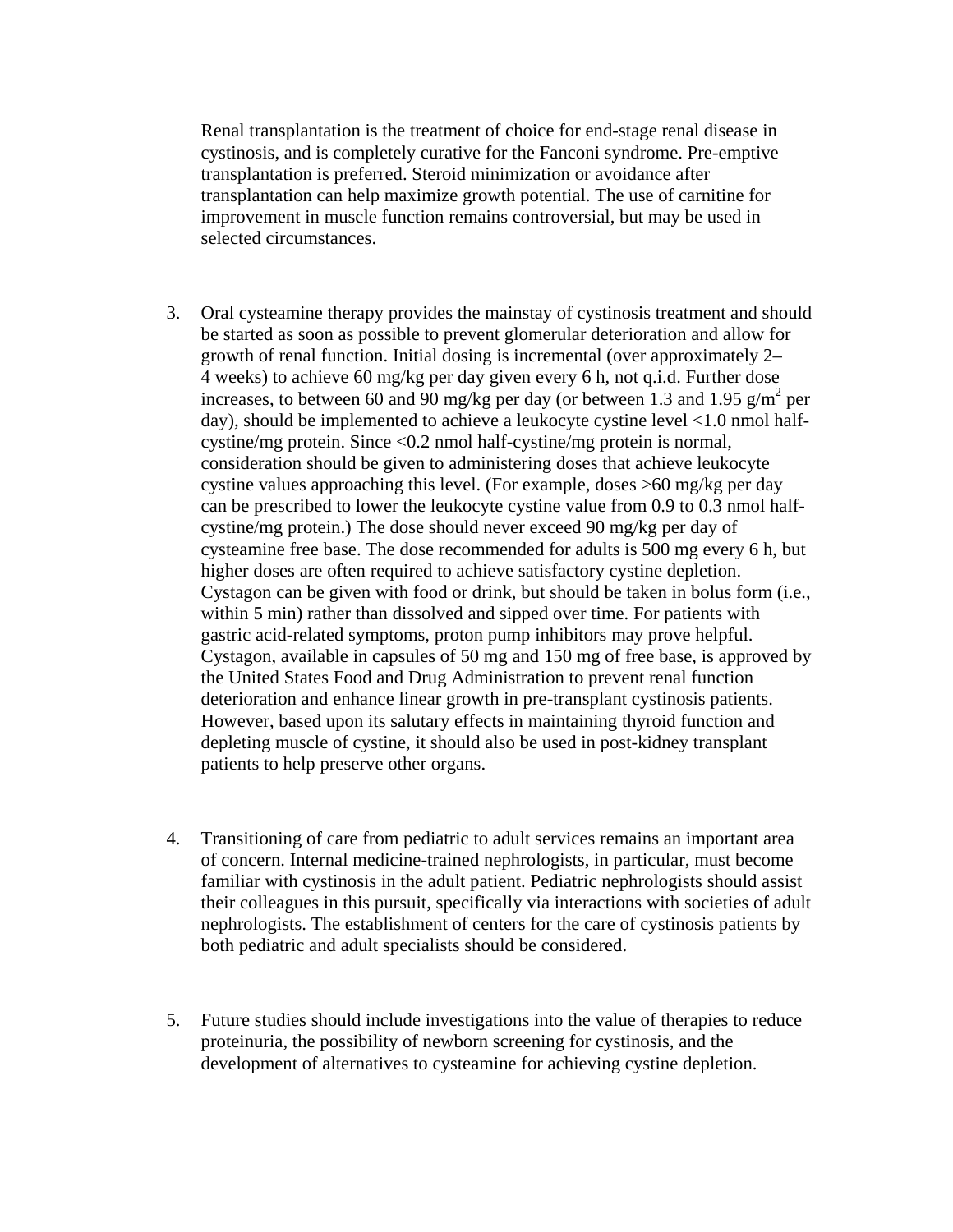Renal transplantation is the treatment of choice for end-stage renal disease in cystinosis, and is completely curative for the Fanconi syndrome. Pre-emptive transplantation is preferred. Steroid minimization or avoidance after transplantation can help maximize growth potential. The use of carnitine for improvement in muscle function remains controversial, but may be used in selected circumstances.

3. Oral cysteamine therapy provides the mainstay of cystinosis treatment and should be started as soon as possible to prevent glomerular deterioration and allow for growth of renal function. Initial dosing is incremental (over approximately 2–4 weeks) to achieve 60 mg/kg per day given every 6 h, not q.i.d. Further dose increases, to between 60 and 90 mg/kg per day (or between 1.3 and 1.95 g/$m^2$ per day), should be implemented to achieve a leukocyte cystine level <1.0 nmol half-cystine/mg protein. Since <0.2 nmol half-cystine/mg protein is normal, consideration should be given to administering doses that achieve leukocyte cystine values approaching this level. (For example, doses >60 mg/kg per day can be prescribed to lower the leukocyte cystine value from 0.9 to 0.3 nmol half-cystine/mg protein.) The dose should never exceed 90 mg/kg per day of cysteamine free base. The dose recommended for adults is 500 mg every 6 h, but higher doses are often required to achieve satisfactory cystine depletion. Cystagon can be given with food or drink, but should be taken in bolus form (i.e., within 5 min) rather than dissolved and sipped over time. For patients with gastric acid-related symptoms, proton pump inhibitors may prove helpful. Cystagon, available in capsules of 50 mg and 150 mg of free base, is approved by the United States Food and Drug Administration to prevent renal function deterioration and enhance linear growth in pre-transplant cystinosis patients. However, based upon its salutary effects in maintaining thyroid function and depleting muscle of cystine, it should also be used in post-kidney transplant patients to help preserve other organs.

4. Transitioning of care from pediatric to adult services remains an important area of concern. Internal medicine-trained nephrologists, in particular, must become familiar with cystinosis in the adult patient. Pediatric nephrologists should assist their colleagues in this pursuit, specifically via interactions with societies of adult nephrologists. The establishment of centers for the care of cystinosis patients by both pediatric and adult specialists should be considered.

5. Future studies should include investigations into the value of therapies to reduce proteinuria, the possibility of newborn screening for cystinosis, and the development of alternatives to cysteamine for achieving cystine depletion.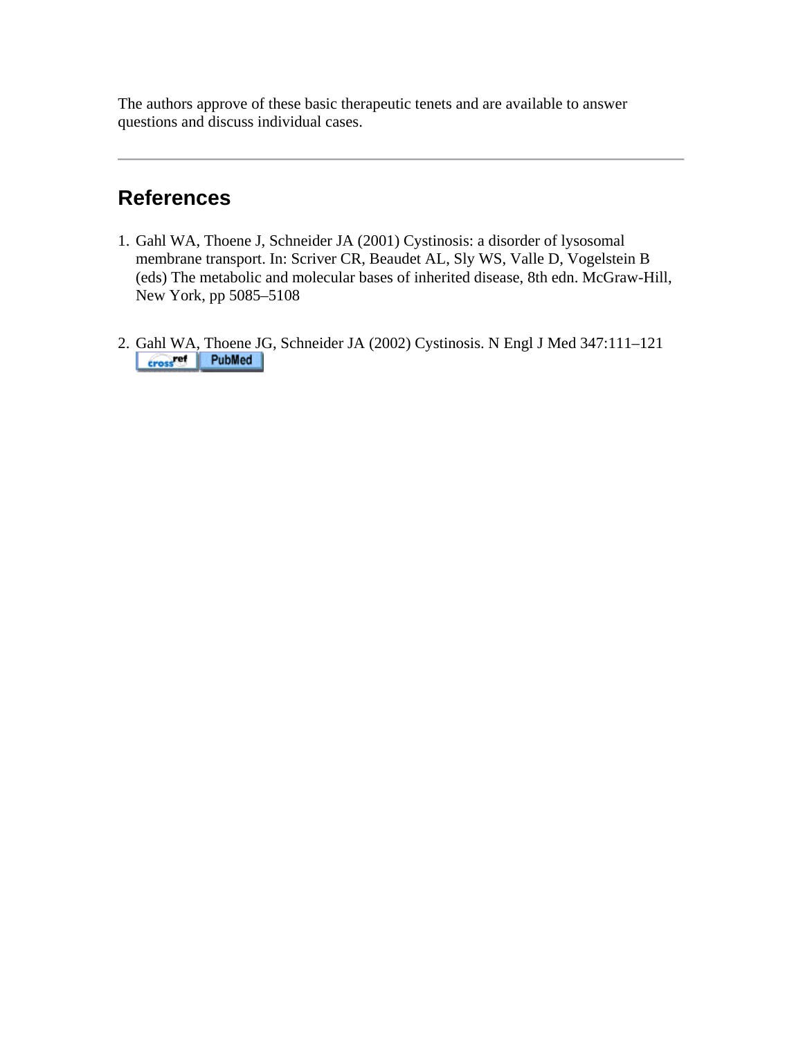The authors approve of these basic therapeutic tenets and are available to answer questions and discuss individual cases.

---

## References

1. Gahl WA, Thoene J, Schneider JA (2001) Cystinosis: a disorder of lysosomal membrane transport. In: Scriver CR, Beaudet AL, Sly WS, Valle D, Vogelstein B (eds) The metabolic and molecular bases of inherited disease, 8th edn. McGraw-Hill, New York, pp 5085–5108

2. Gahl WA, Thoene JG, Schneider JA (2002) Cystinosis. N Engl J Med 347:111–121